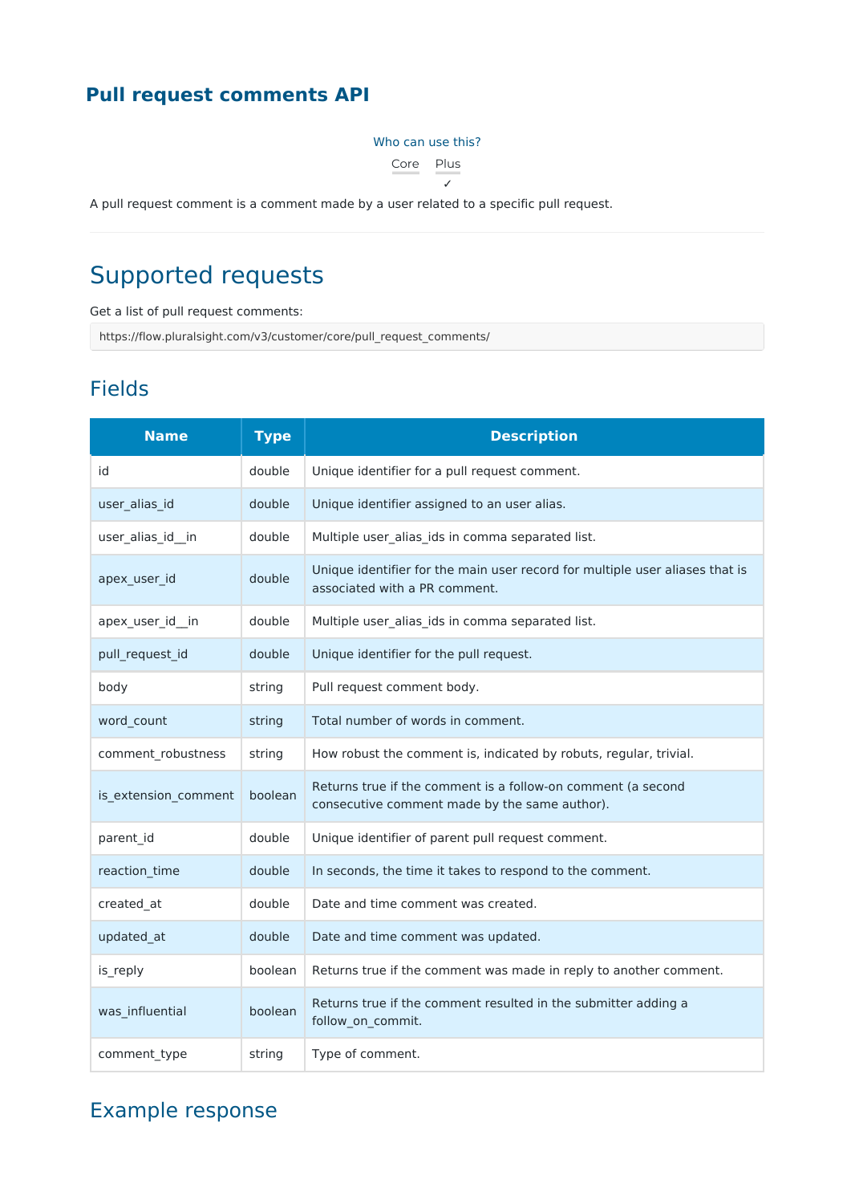## Pull request comments API

Who can use this?

| Core | Plus |
| --- | --- |
| | ✓ |

A pull request comment is a comment made by a user related to a specific pull request.

# Supported requests

Get a list of pull request comments:

```
https://flow.pluralsight.com/v3/customer/core/pull_request_comments/
```

## Fields

| Name | Type | Description |
| --- | --- | --- |
| id | double | Unique identifier for a pull request comment. |
| user_alias_id | double | Unique identifier assigned to an user alias. |
| user_alias_id__in | double | Multiple user_alias_ids in comma separated list. |
| apex_user_id | double | Unique identifier for the main user record for multiple user aliases that is associated with a PR comment. |
| apex_user_id__in | double | Multiple user_alias_ids in comma separated list. |
| pull_request_id | double | Unique identifier for the pull request. |
| body | string | Pull request comment body. |
| word_count | string | Total number of words in comment. |
| comment_robustness | string | How robust the comment is, indicated by robuts, regular, trivial. |
| is_extension_comment | boolean | Returns true if the comment is a follow-on comment (a second consecutive comment made by the same author). |
| parent_id | double | Unique identifier of parent pull request comment. |
| reaction_time | double | In seconds, the time it takes to respond to the comment. |
| created_at | double | Date and time comment was created. |
| updated_at | double | Date and time comment was updated. |
| is_reply | boolean | Returns true if the comment was made in reply to another comment. |
| was_influential | boolean | Returns true if the comment resulted in the submitter adding a follow_on_commit. |
| comment_type | string | Type of comment. |

## Example response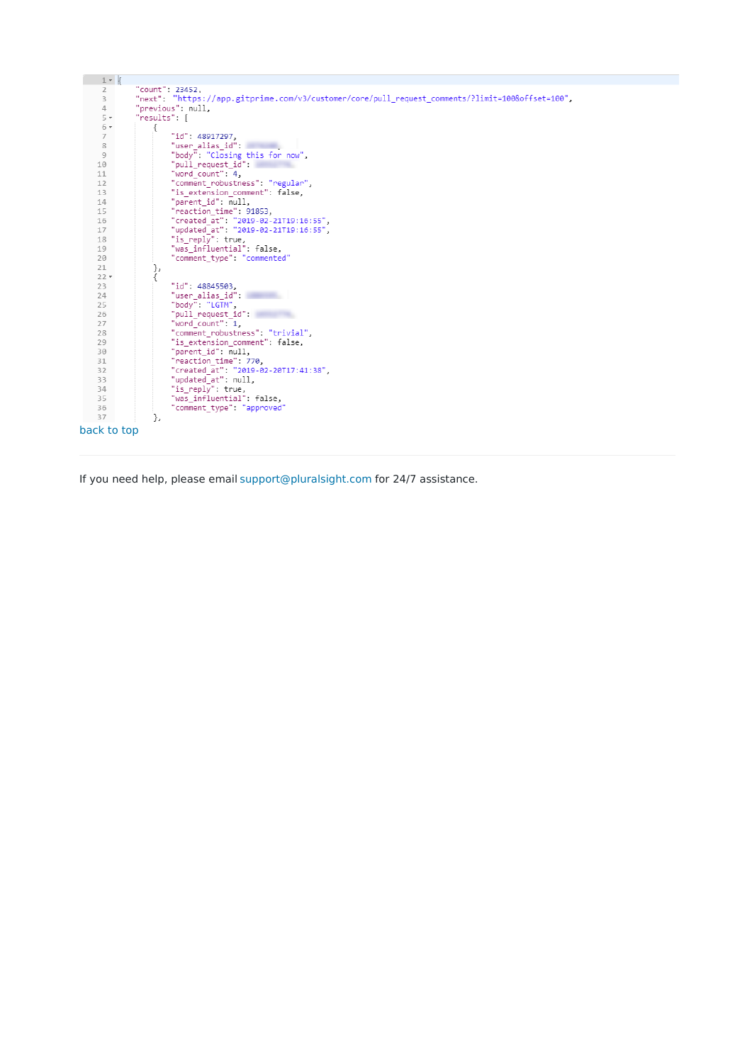```
{
    "count": 23452,
    "next": "https://app.gitprime.com/v3/customer/core/pull_request_comments/?limit=100&offset=100",
    "previous": null,
    "results": [
        {
            "id": 48917297,
            "user_alias_id": ,
            "body": "Closing this for now",
            "pull_request_id": ,
            "word_count": 4,
            "comment_robustness": "regular",
            "is_extension_comment": false,
            "parent_id": null,
            "reaction_time": 91853,
            "created_at": "2019-02-21T19:16:55",
            "updated_at": "2019-02-21T19:16:55",
            "is_reply": true,
            "was_influential": false,
            "comment_type": "commented"
        },
        {
            "id": 48845503,
            "user_alias_id": ,
            "body": "LGTM",
            "pull_request_id": ,
            "word_count": 1,
            "comment_robustness": "trivial",
            "is_extension_comment": false,
            "parent_id": null,
            "reaction_time": 770,
            "created_at": "2019-02-20T17:41:38",
            "updated_at": null,
            "is_reply": true,
            "was_influential": false,
            "comment_type": "approved"
        },
```

back to top

If you need help, please email support@pluralsight.com for 24/7 assistance.